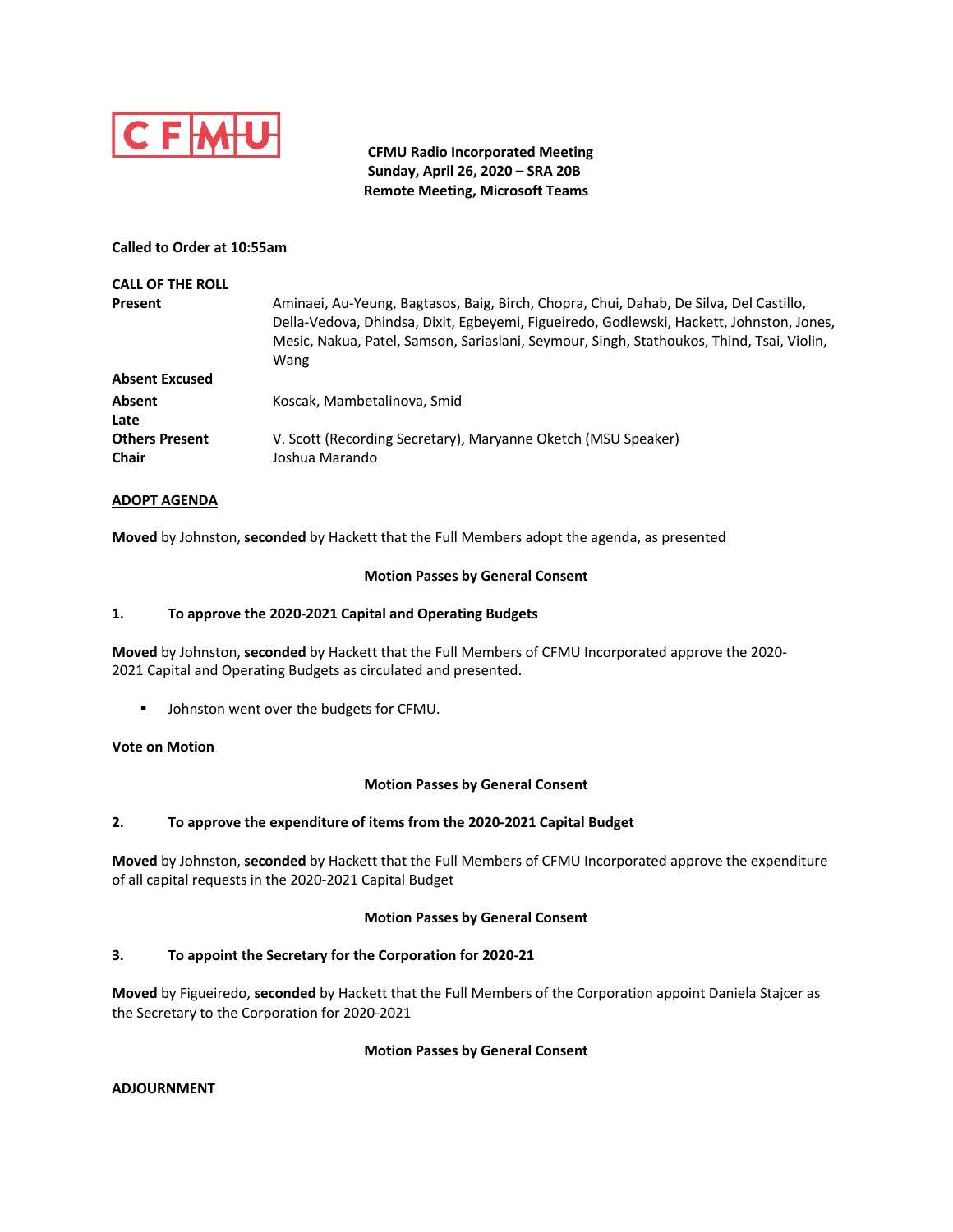**CFMU**

**CFMU Radio Incorporated Meeting**
**Sunday, April 26, 2020 – SRA 20B**
**Remote Meeting, Microsoft Teams**

**Called to Order at 10:55am**

**CALL OF THE ROLL**

| | |
|---|---|
| **Present** | Aminaei, Au-Yeung, Bagtasos, Baig, Birch, Chopra, Chui, Dahab, De Silva, Del Castillo, Della-Vedova, Dhindsa, Dixit, Egbeyemi, Figueiredo, Godlewski, Hackett, Johnston, Jones, Mesic, Nakua, Patel, Samson, Sariaslani, Seymour, Singh, Stathoukos, Thind, Tsai, Violin, Wang |
| **Absent Excused** | |
| **Absent** | Koscak, Mambetalinova, Smid |
| **Late** | |
| **Others Present** | V. Scott (Recording Secretary), Maryanne Oketch (MSU Speaker) |
| **Chair** | Joshua Marando |

**ADOPT AGENDA**

**Moved** by Johnston, **seconded** by Hackett that the Full Members adopt the agenda, as presented

**Motion Passes by General Consent**

**1. To approve the 2020-2021 Capital and Operating Budgets**

**Moved** by Johnston, **seconded** by Hackett that the Full Members of CFMU Incorporated approve the 2020-2021 Capital and Operating Budgets as circulated and presented.

- Johnston went over the budgets for CFMU.

**Vote on Motion**

**Motion Passes by General Consent**

**2. To approve the expenditure of items from the 2020-2021 Capital Budget**

**Moved** by Johnston, **seconded** by Hackett that the Full Members of CFMU Incorporated approve the expenditure of all capital requests in the 2020-2021 Capital Budget

**Motion Passes by General Consent**

**3. To appoint the Secretary for the Corporation for 2020-21**

**Moved** by Figueiredo, **seconded** by Hackett that the Full Members of the Corporation appoint Daniela Stajcer as the Secretary to the Corporation for 2020-2021

**Motion Passes by General Consent**

**ADJOURNMENT**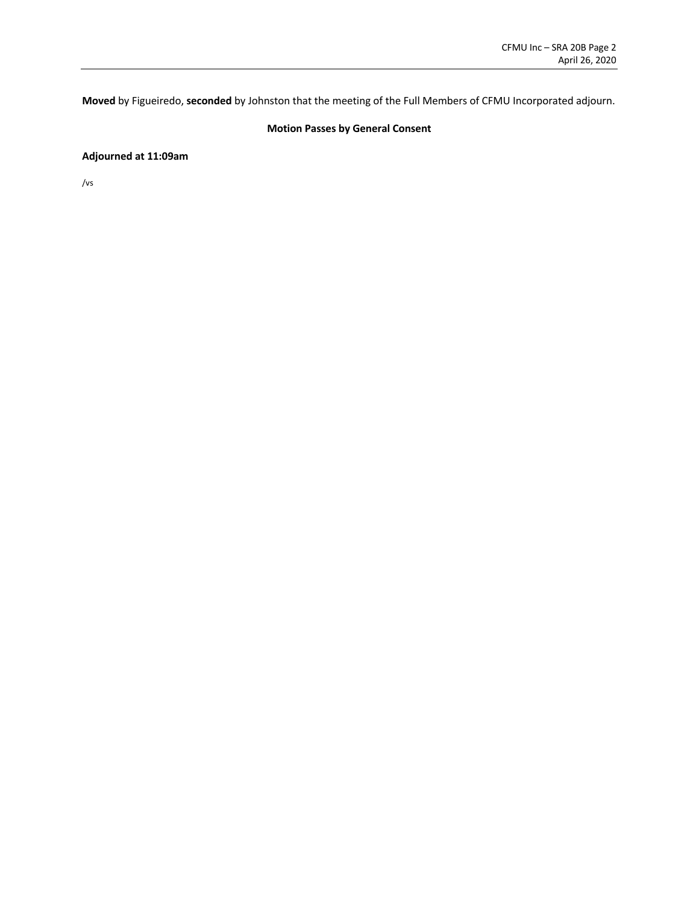**Moved** by Figueiredo, **seconded** by Johnston that the meeting of the Full Members of CFMU Incorporated adjourn.

**Motion Passes by General Consent**

**Adjourned at 11:09am**

/vs